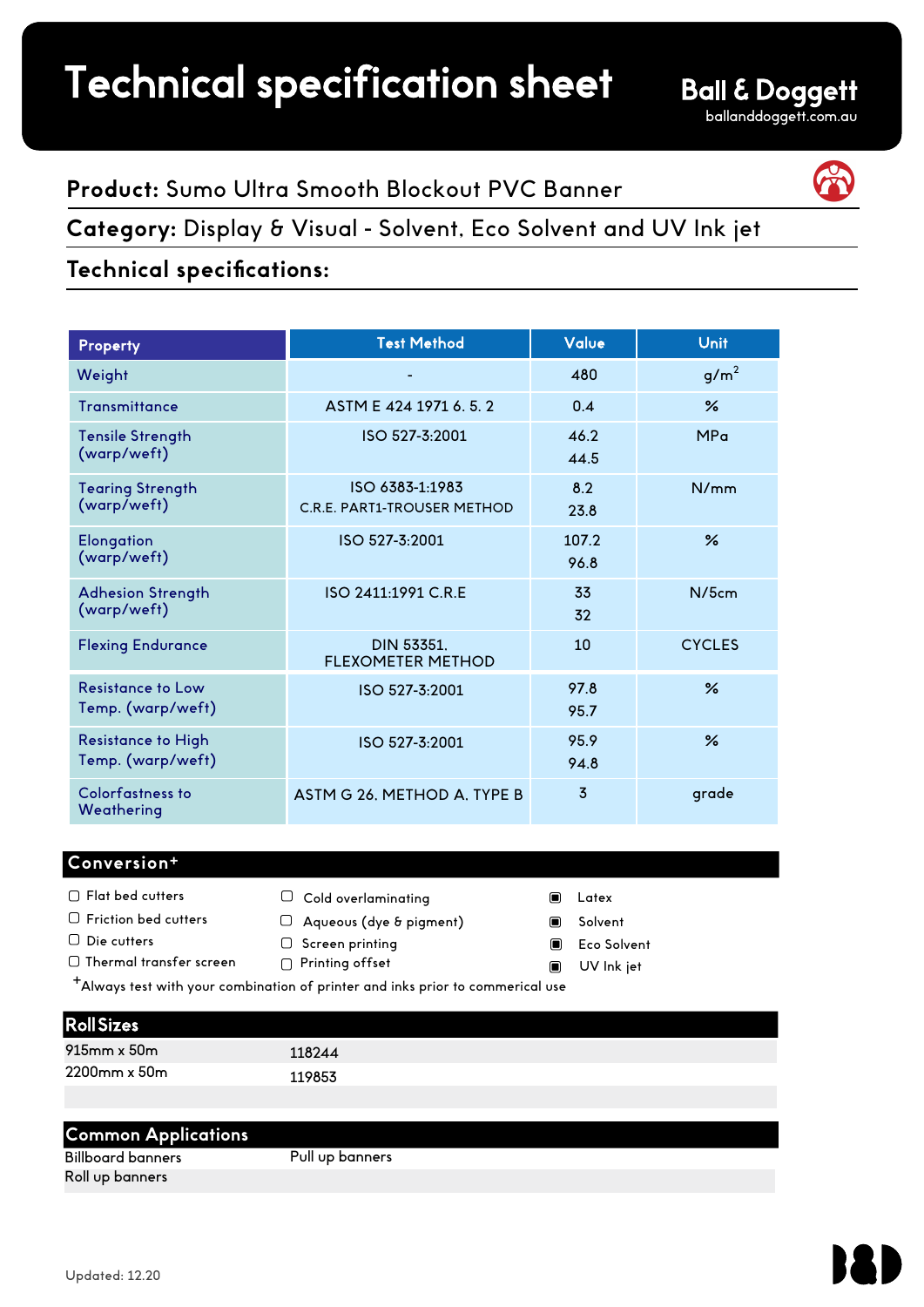# Technical specification sheet

**Ball & Doggett**
balldoggett.com.au

**Product:** Sumo Ultra Smooth Blockout PVC Banner

**Category:** Display & Visual - Solvent, Eco Solvent and UV Ink jet

## Technical specifications:

| Property | Test Method | Value | Unit |
|---|---|---|---|
| Weight | - | 480 | g/m$^2$ |
| Transmittance | ASTM E 424 1971 6. 5. 2 | 0.4 | % |
| Tensile Strength (warp/weft) | ISO 527-3:2001 | 46.2<br>44.5 | MPa |
| Tearing Strength (warp/weft) | ISO 6383-1:1983<br>C.R.E. PART1-TROUSER METHOD | 8.2<br>23.8 | N/mm |
| Elongation (warp/weft) | ISO 527-3:2001 | 107.2<br>96.8 | % |
| Adhesion Strength (warp/weft) | ISO 2411:1991 C.R.E | 33<br>32 | N/5cm |
| Flexing Endurance | DIN 53351, FLEXOMETER METHOD | 10 | CYCLES |
| Resistance to Low Temp. (warp/weft) | ISO 527-3:2001 | 97.8<br>95.7 | % |
| Resistance to High Temp. (warp/weft) | ISO 527-3:2001 | 95.9<br>94.8 | % |
| Colorfastness to Weathering | ASTM G 26. METHOD A. TYPE B | 3 | grade |

## Conversion+

- ☐ Flat bed cutters
- ☐ Friction bed cutters
- ☐ Die cutters
- ☐ Thermal transfer screen
- ☐ Cold overlaminating
- ☐ Aqueous (dye & pigment)
- ☐ Screen printing
- ☐ Printing offset
- ▣ Latex
- ▣ Solvent
- ▣ Eco Solvent
- ▣ UV Ink jet

+Always test with your combination of printer and inks prior to commerical use

## Roll Sizes

| Size | Code |
|---|---|
| 915mm x 50m | 118244 |
| 2200mm x 50m | 119853 |

## Common Applications

| | |
|---|---|
| Billboard banners | Pull up banners |
| Roll up banners | |

Updated: 12.20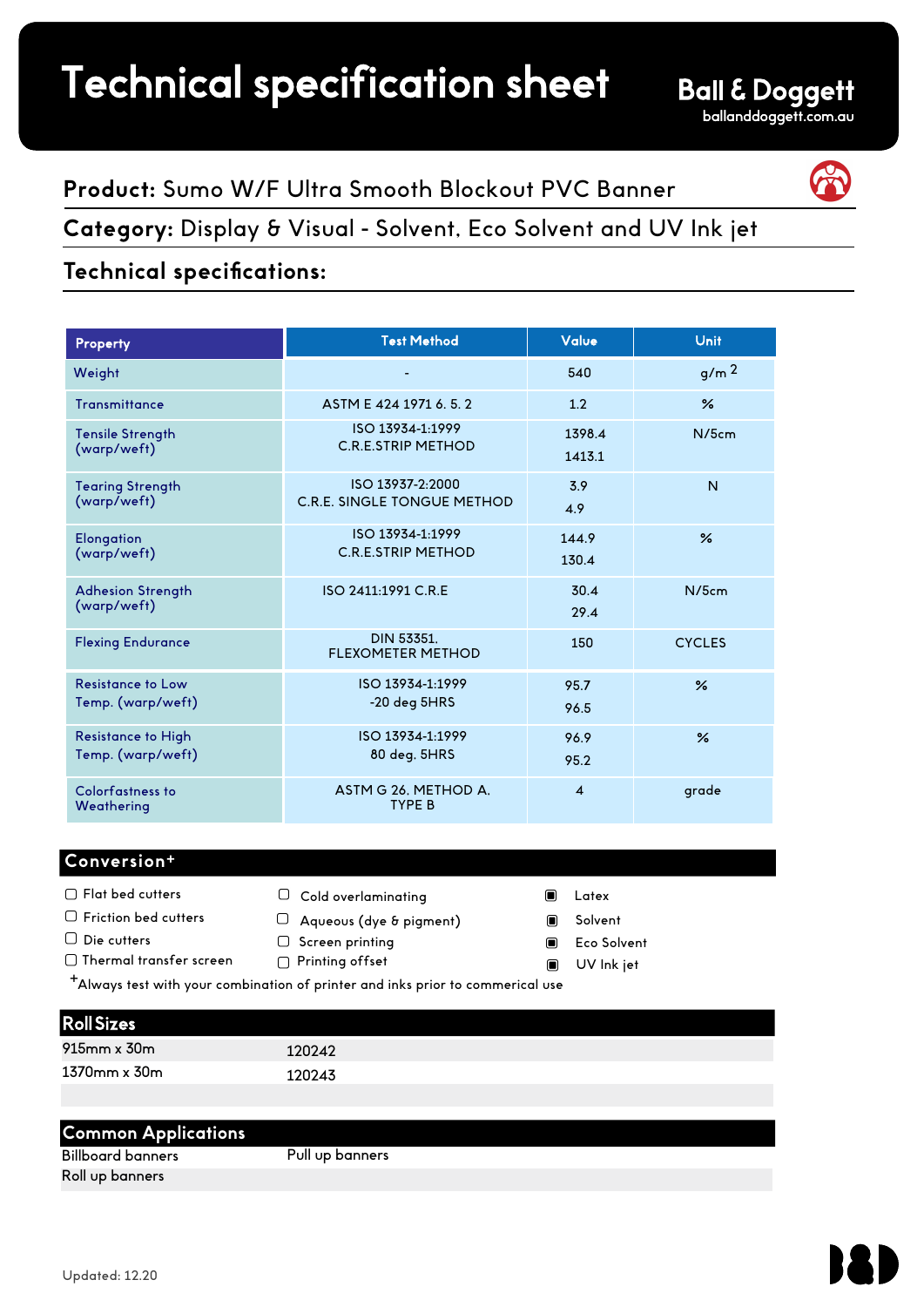# Technical specification sheet

Ball & Doggett
ballanddoggett.com.au

**Product:** Sumo W/F Ultra Smooth Blockout PVC Banner

**Category:** Display & Visual - Solvent, Eco Solvent and UV Ink jet

## Technical specifications:

| Property | Test Method | Value | Unit |
|---|---|---|---|
| Weight | - | 540 | g/m $^2$ |
| Transmittance | ASTM E 424 1971 6. 5. 2 | 1.2 | % |
| Tensile Strength (warp/weft) | ISO 13934-1:1999 C.R.E.STRIP METHOD | 1398.4<br>1413.1 | N/5cm |
| Tearing Strength (warp/weft) | ISO 13937-2:2000 C.R.E. SINGLE TONGUE METHOD | 3.9<br>4.9 | N |
| Elongation (warp/weft) | ISO 13934-1:1999 C.R.E.STRIP METHOD | 144.9<br>130.4 | % |
| Adhesion Strength (warp/weft) | ISO 2411:1991 C.R.E | 30.4<br>29.4 | N/5cm |
| Flexing Endurance | DIN 53351. FLEXOMETER METHOD | 150 | CYCLES |
| Resistance to Low Temp. (warp/weft) | ISO 13934-1:1999 -20 deg 5HRS | 95.7<br>96.5 | % |
| Resistance to High Temp. (warp/weft) | ISO 13934-1:1999 80 deg. 5HRS | 96.9<br>95.2 | % |
| Colorfastness to Weathering | ASTM G 26. METHOD A. TYPE B | 4 | grade |

## Conversion+

- ☐ Flat bed cutters
- ☐ Friction bed cutters
- ☐ Die cutters
- ☐ Thermal transfer screen
- ☐ Cold overlaminating
- ☐ Aqueous (dye & pigment)
- ☐ Screen printing
- ☐ Printing offset
- ▣ Latex
- ▣ Solvent
- ▣ Eco Solvent
- ▣ UV Ink jet

+Always test with your combination of printer and inks prior to commerical use

## Roll Sizes

| | |
|---|---|
| 915mm x 30m | 120242 |
| 1370mm x 30m | 120243 |

## Common Applications

- Billboard banners
- Pull up banners
- Roll up banners

Updated: 12.20